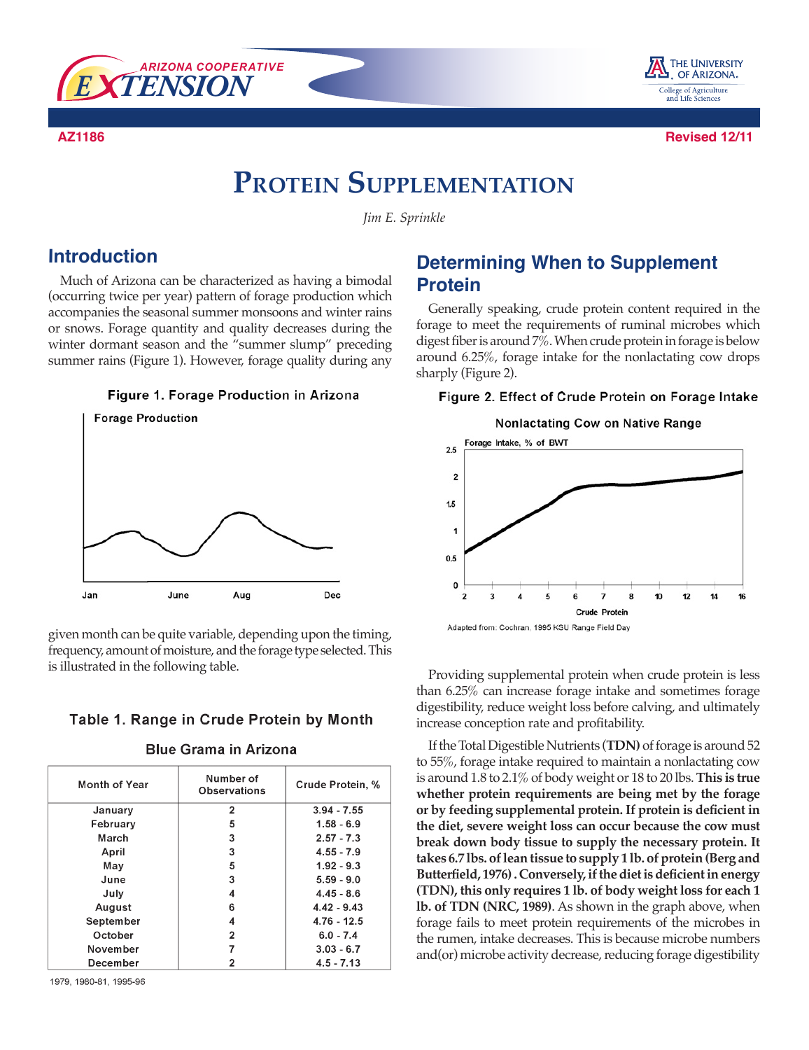AZ1186 Revised 12/11

# Protein Supplementation

*Jim E. Sprinkle*

## Introduction

Much of Arizona can be characterized as having a bimodal (occurring twice per year) pattern of forage production which accompanies the seasonal summer monsoons and winter rains or snows. Forage quantity and quality decreases during the winter dormant season and the "summer slump" preceding summer rains (Figure 1). However, forage quality during any given month can be quite variable, depending upon the timing, frequency, amount of moisture, and the forage type selected. This is illustrated in the following table.

Figure 1. Forage Production in Arizona

**Table 1. Range in Crude Protein by Month**

**Blue Grama in Arizona**

| Month of Year | Number of Observations | Crude Protein, % |
|---|---|---|
| January | 2 | 3.94 - 7.55 |
| February | 5 | 1.58 - 6.9 |
| March | 3 | 2.57 - 7.3 |
| April | 3 | 4.55 - 7.9 |
| May | 5 | 1.92 - 9.3 |
| June | 3 | 5.59 - 9.0 |
| July | 4 | 4.45 - 8.6 |
| August | 6 | 4.42 - 9.43 |
| September | 4 | 4.76 - 12.5 |
| October | 2 | 6.0 - 7.4 |
| November | 7 | 3.03 - 6.7 |
| December | 2 | 4.5 - 7.13 |

1979, 1980-81, 1995-96

## Determining When to Supplement Protein

Generally speaking, crude protein content required in the forage to meet the requirements of ruminal microbes which digest fiber is around 7%. When crude protein in forage is below around 6.25%, forage intake for the nonlactating cow drops sharply (Figure 2).

Figure 2. Effect of Crude Protein on Forage Intake

Nonlactating Cow on Native Range

Adapted from: Cochran, 1995 KSU Range Field Day

Providing supplemental protein when crude protein is less than 6.25% can increase forage intake and sometimes forage digestibility, reduce weight loss before calving, and ultimately increase conception rate and profitability.

If the Total Digestible Nutrients (**TDN)** of forage is around 52 to 55%, forage intake required to maintain a nonlactating cow is around 1.8 to 2.1% of body weight or 18 to 20 lbs. **This is true whether protein requirements are being met by the forage or by feeding supplemental protein. If protein is deficient in the diet, severe weight loss can occur because the cow must break down body tissue to supply the necessary protein. It takes 6.7 lbs. of lean tissue to supply 1 lb. of protein (Berg and Butterfield, 1976) . Conversely, if the diet is deficient in energy (TDN), this only requires 1 lb. of body weight loss for each 1 lb. of TDN (NRC, 1989)**. As shown in the graph above, when forage fails to meet protein requirements of the microbes in the rumen, intake decreases. This is because microbe numbers and(or) microbe activity decrease, reducing forage digestibility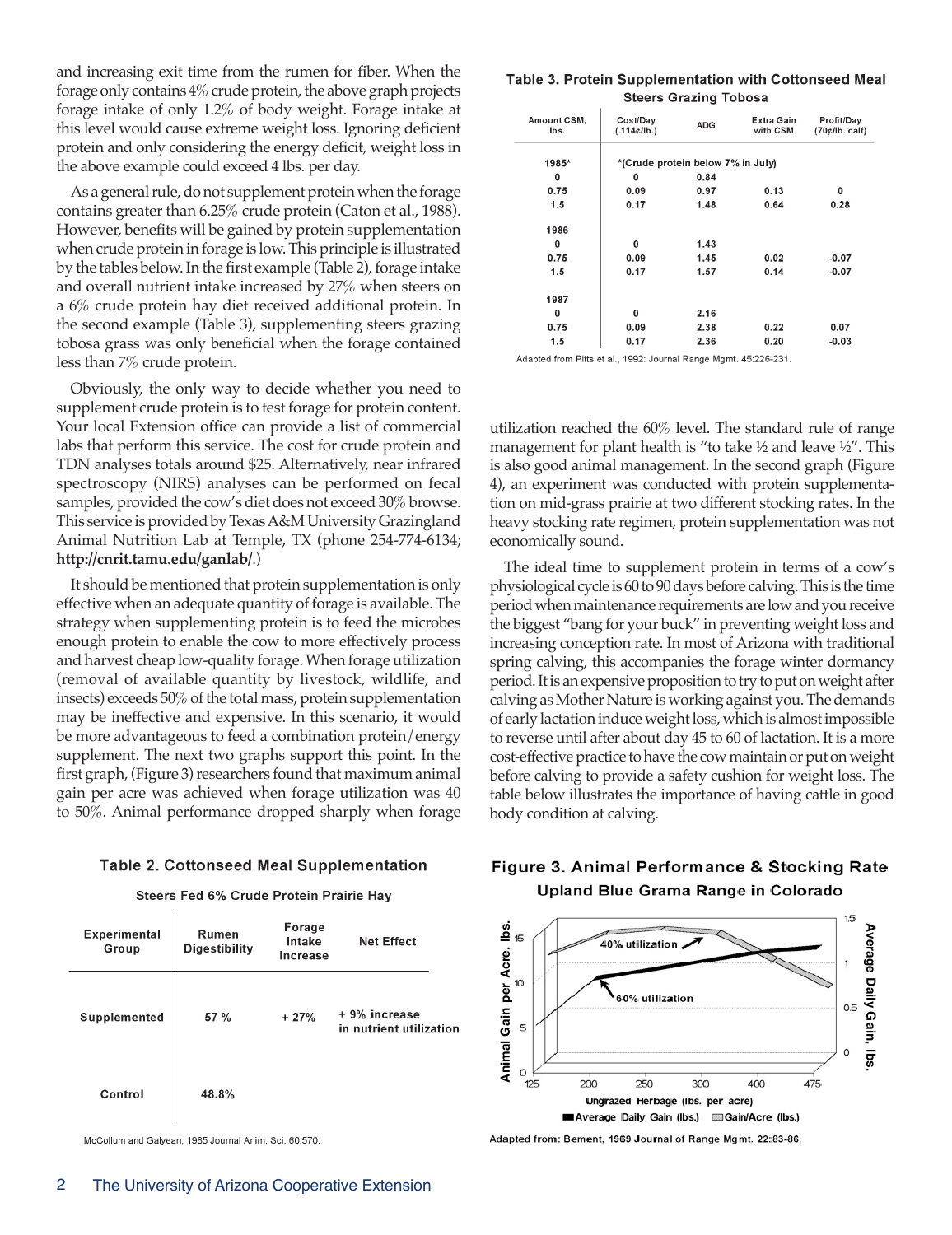and increasing exit time from the rumen for fiber. When the forage only contains 4% crude protein, the above graph projects forage intake of only 1.2% of body weight. Forage intake at this level would cause extreme weight loss. Ignoring deficient protein and only considering the energy deficit, weight loss in the above example could exceed 4 lbs. per day.

As a general rule, do not supplement protein when the forage contains greater than 6.25% crude protein (Caton et al., 1988). However, benefits will be gained by protein supplementation when crude protein in forage is low. This principle is illustrated by the tables below. In the first example (Table 2), forage intake and overall nutrient intake increased by 27% when steers on a 6% crude protein hay diet received additional protein. In the second example (Table 3), supplementing steers grazing tobosa grass was only beneficial when the forage contained less than 7% crude protein.

Obviously, the only way to decide whether you need to supplement crude protein is to test forage for protein content. Your local Extension office can provide a list of commercial labs that perform this service. The cost for crude protein and TDN analyses totals around $25. Alternatively, near infrared spectroscopy (NIRS) analyses can be performed on fecal samples, provided the cow's diet does not exceed 30% browse. This service is provided by Texas A&M University Grazingland Animal Nutrition Lab at Temple, TX (phone 254-774-6134; **http://cnrit.tamu.edu/ganlab/**.)

It should be mentioned that protein supplementation is only effective when an adequate quantity of forage is available. The strategy when supplementing protein is to feed the microbes enough protein to enable the cow to more effectively process and harvest cheap low-quality forage. When forage utilization (removal of available quantity by livestock, wildlife, and insects) exceeds 50% of the total mass, protein supplementation may be ineffective and expensive. In this scenario, it would be more advantageous to feed a combination protein/energy supplement. The next two graphs support this point. In the first graph, (Figure 3) researchers found that maximum animal gain per acre was achieved when forage utilization was 40 to 50%. Animal performance dropped sharply when forage utilization reached the 60% level. The standard rule of range management for plant health is "to take ½ and leave ½". This is also good animal management. In the second graph (Figure 4), an experiment was conducted with protein supplementation on mid-grass prairie at two different stocking rates. In the heavy stocking rate regimen, protein supplementation was not economically sound.

The ideal time to supplement protein in terms of a cow's physiological cycle is 60 to 90 days before calving. This is the time period when maintenance requirements are low and you receive the biggest "bang for your buck" in preventing weight loss and increasing conception rate. In most of Arizona with traditional spring calving, this accompanies the forage winter dormancy period. It is an expensive proposition to try to put on weight after calving as Mother Nature is working against you. The demands of early lactation induce weight loss, which is almost impossible to reverse until after about day 45 to 60 of lactation. It is a more cost-effective practice to have the cow maintain or put on weight before calving to provide a safety cushion for weight loss. The table below illustrates the importance of having cattle in good body condition at calving.

**Table 2. Cottonseed Meal Supplementation**

Steers Fed 6% Crude Protein Prairie Hay

| Experimental Group | Rumen Digestibility | Forage Intake Increase | Net Effect |
|---|---|---|---|
| Supplemented | 57 % | + 27% | + 9% increase in nutrient utilization |
| Control | 48.8% | | |

McCollum and Galyean, 1985 Journal Anim. Sci. 60:570.

**Table 3. Protein Supplementation with Cottonseed Meal**

Steers Grazing Tobosa

| Amount CSM, lbs. | Cost/Day (.114¢/lb.) | ADG | Extra Gain with CSM | Profit/Day (70¢/lb. calf) |
|---|---|---|---|---|
| 1985* | *(Crude protein below 7% in July) | | | |
| 0 | 0 | 0.84 | | |
| 0.75 | 0.09 | 0.97 | 0.13 | 0 |
| 1.5 | 0.17 | 1.48 | 0.64 | 0.28 |
| 1986 | | | | |
| 0 | 0 | 1.43 | | |
| 0.75 | 0.09 | 1.45 | 0.02 | -0.07 |
| 1.5 | 0.17 | 1.57 | 0.14 | -0.07 |
| 1987 | | | | |
| 0 | 0 | 2.16 | | |
| 0.75 | 0.09 | 2.38 | 0.22 | 0.07 |
| 1.5 | 0.17 | 2.36 | 0.20 | -0.03 |

Adapted from Pitts et al., 1992: Journal Range Mgmt. 45:226-231.

**Figure 3. Animal Performance & Stocking Rate**

Upland Blue Grama Range in Colorado

Adapted from: Bement, 1969 Journal of Range Mgmt. 22:83-86.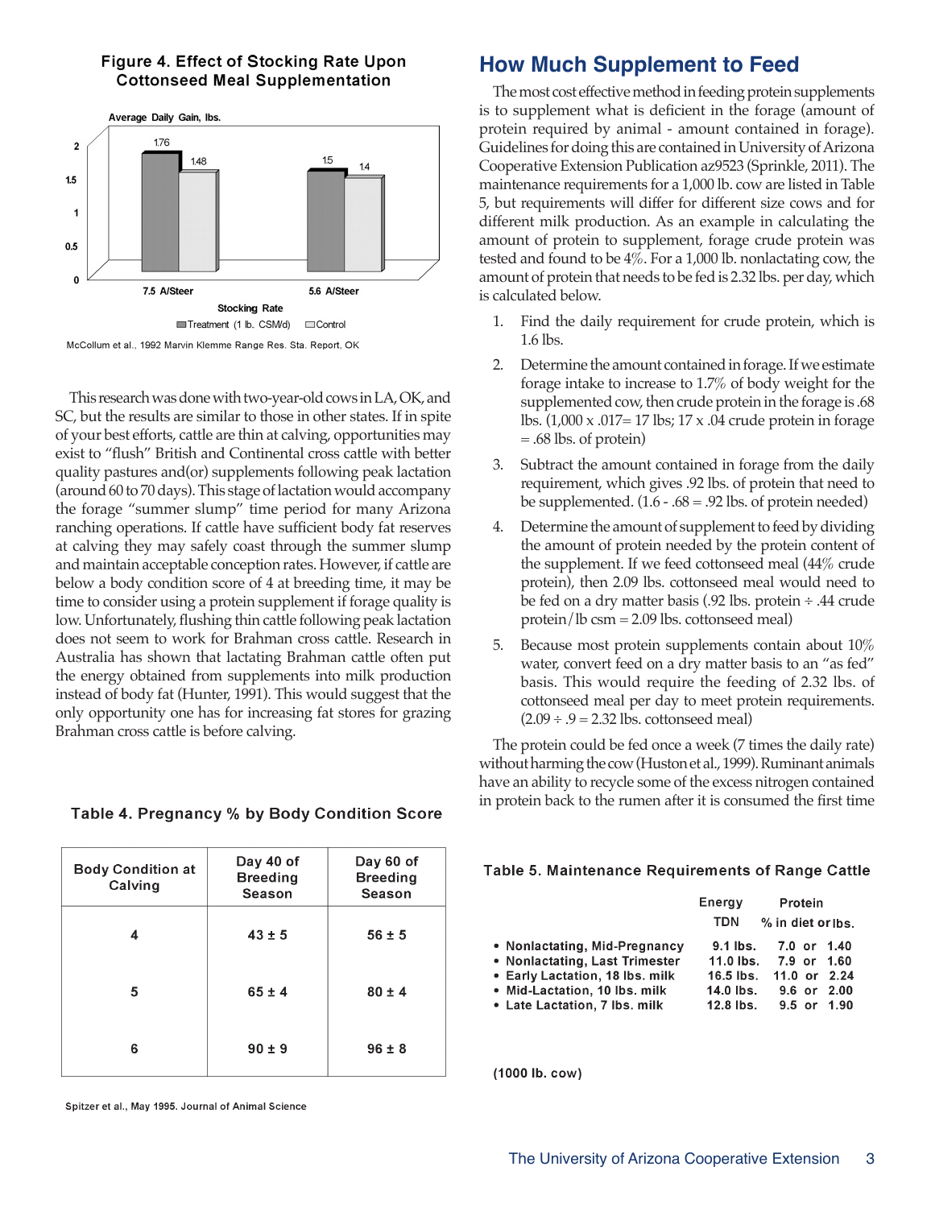**Figure 4. Effect of Stocking Rate Upon Cottonseed Meal Supplementation**

| Stocking Rate | Treatment (1 lb. CSM/d) | Control |
|---|---|---|
| 7.5 A/Steer | 1.76 | 1.48 |
| 5.6 A/Steer | 1.5 | 1.4 |

Average Daily Gain, lbs.

McCollum et al., 1992 Marvin Klemme Range Res. Sta. Report, OK

This research was done with two-year-old cows in LA, OK, and SC, but the results are similar to those in other states. If in spite of your best efforts, cattle are thin at calving, opportunities may exist to "flush" British and Continental cross cattle with better quality pastures and(or) supplements following peak lactation (around 60 to 70 days). This stage of lactation would accompany the forage "summer slump" time period for many Arizona ranching operations. If cattle have sufficient body fat reserves at calving they may safely coast through the summer slump and maintain acceptable conception rates. However, if cattle are below a body condition score of 4 at breeding time, it may be time to consider using a protein supplement if forage quality is low. Unfortunately, flushing thin cattle following peak lactation does not seem to work for Brahman cross cattle. Research in Australia has shown that lactating Brahman cattle often put the energy obtained from supplements into milk production instead of body fat (Hunter, 1991). This would suggest that the only opportunity one has for increasing fat stores for grazing Brahman cross cattle is before calving.

**Table 4. Pregnancy % by Body Condition Score**

| Body Condition at Calving | Day 40 of Breeding Season | Day 60 of Breeding Season |
|---|---|---|
| 4 | 43 ± 5 | 56 ± 5 |
| 5 | 65 ± 4 | 80 ± 4 |
| 6 | 90 ± 9 | 96 ± 8 |

Spitzer et al., May 1995. Journal of Animal Science

## How Much Supplement to Feed

The most cost effective method in feeding protein supplements is to supplement what is deficient in the forage (amount of protein required by animal - amount contained in forage). Guidelines for doing this are contained in University of Arizona Cooperative Extension Publication az9523 (Sprinkle, 2011). The maintenance requirements for a 1,000 lb. cow are listed in Table 5, but requirements will differ for different size cows and for different milk production. As an example in calculating the amount of protein to supplement, forage crude protein was tested and found to be 4%. For a 1,000 lb. nonlactating cow, the amount of protein that needs to be fed is 2.32 lbs. per day, which is calculated below.

1. Find the daily requirement for crude protein, which is 1.6 lbs.
2. Determine the amount contained in forage. If we estimate forage intake to increase to 1.7% of body weight for the supplemented cow, then crude protein in the forage is .68 lbs. (1,000 x .017= 17 lbs; 17 x .04 crude protein in forage = .68 lbs. of protein)
3. Subtract the amount contained in forage from the daily requirement, which gives .92 lbs. of protein that need to be supplemented. (1.6 - .68 = .92 lbs. of protein needed)
4. Determine the amount of supplement to feed by dividing the amount of protein needed by the protein content of the supplement. If we feed cottonseed meal (44% crude protein), then 2.09 lbs. cottonseed meal would need to be fed on a dry matter basis (.92 lbs. protein ÷ .44 crude protein/lb csm = 2.09 lbs. cottonseed meal)
5. Because most protein supplements contain about 10% water, convert feed on a dry matter basis to an "as fed" basis. This would require the feeding of 2.32 lbs. of cottonseed meal per day to meet protein requirements. (2.09 ÷ .9 = 2.32 lbs. cottonseed meal)

The protein could be fed once a week (7 times the daily rate) without harming the cow (Huston et al., 1999). Ruminant animals have an ability to recycle some of the excess nitrogen contained in protein back to the rumen after it is consumed the first time

**Table 5. Maintenance Requirements of Range Cattle**

| | Energy TDN | Protein % in diet or lbs. |
|---|---|---|
| • Nonlactating, Mid-Pregnancy | 9.1 lbs. | 7.0 or 1.40 |
| • Nonlactating, Last Trimester | 11.0 lbs. | 7.9 or 1.60 |
| • Early Lactation, 18 lbs. milk | 16.5 lbs. | 11.0 or 2.24 |
| • Mid-Lactation, 10 lbs. milk | 14.0 lbs. | 9.6 or 2.00 |
| • Late Lactation, 7 lbs. milk | 12.8 lbs. | 9.5 or 1.90 |

(1000 lb. cow)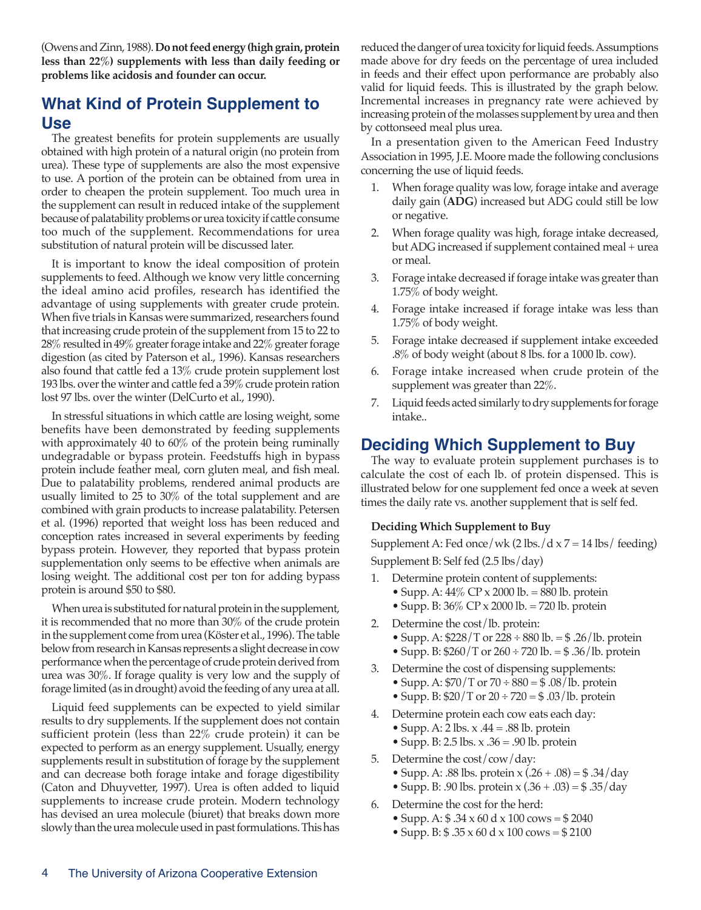(Owens and Zinn, 1988). **Do not feed energy (high grain, protein less than 22%) supplements with less than daily feeding or problems like acidosis and founder can occur.**

## What Kind of Protein Supplement to Use

The greatest benefits for protein supplements are usually obtained with high protein of a natural origin (no protein from urea). These type of supplements are also the most expensive to use. A portion of the protein can be obtained from urea in order to cheapen the protein supplement. Too much urea in the supplement can result in reduced intake of the supplement because of palatability problems or urea toxicity if cattle consume too much of the supplement. Recommendations for urea substitution of natural protein will be discussed later.

It is important to know the ideal composition of protein supplements to feed. Although we know very little concerning the ideal amino acid profiles, research has identified the advantage of using supplements with greater crude protein. When five trials in Kansas were summarized, researchers found that increasing crude protein of the supplement from 15 to 22 to 28% resulted in 49% greater forage intake and 22% greater forage digestion (as cited by Paterson et al., 1996). Kansas researchers also found that cattle fed a 13% crude protein supplement lost 193 lbs. over the winter and cattle fed a 39% crude protein ration lost 97 lbs. over the winter (DelCurto et al., 1990).

In stressful situations in which cattle are losing weight, some benefits have been demonstrated by feeding supplements with approximately 40 to 60% of the protein being ruminally undegradable or bypass protein. Feedstuffs high in bypass protein include feather meal, corn gluten meal, and fish meal. Due to palatability problems, rendered animal products are usually limited to 25 to 30% of the total supplement and are combined with grain products to increase palatability. Petersen et al. (1996) reported that weight loss has been reduced and conception rates increased in several experiments by feeding bypass protein. However, they reported that bypass protein supplementation only seems to be effective when animals are losing weight. The additional cost per ton for adding bypass protein is around $50 to $80.

When urea is substituted for natural protein in the supplement, it is recommended that no more than 30% of the crude protein in the supplement come from urea (Köster et al., 1996). The table below from research in Kansas represents a slight decrease in cow performance when the percentage of crude protein derived from urea was 30%. If forage quality is very low and the supply of forage limited (as in drought) avoid the feeding of any urea at all.

Liquid feed supplements can be expected to yield similar results to dry supplements. If the supplement does not contain sufficient protein (less than 22% crude protein) it can be expected to perform as an energy supplement. Usually, energy supplements result in substitution of forage by the supplement and can decrease both forage intake and forage digestibility (Caton and Dhuyvetter, 1997). Urea is often added to liquid supplements to increase crude protein. Modern technology has devised an urea molecule (biuret) that breaks down more slowly than the urea molecule used in past formulations. This has reduced the danger of urea toxicity for liquid feeds. Assumptions made above for dry feeds on the percentage of urea included in feeds and their effect upon performance are probably also valid for liquid feeds. This is illustrated by the graph below. Incremental increases in pregnancy rate were achieved by increasing protein of the molasses supplement by urea and then by cottonseed meal plus urea.

In a presentation given to the American Feed Industry Association in 1995, J.E. Moore made the following conclusions concerning the use of liquid feeds.

1. When forage quality was low, forage intake and average daily gain (**ADG**) increased but ADG could still be low or negative.
2. When forage quality was high, forage intake decreased, but ADG increased if supplement contained meal + urea or meal.
3. Forage intake decreased if forage intake was greater than 1.75% of body weight.
4. Forage intake increased if forage intake was less than 1.75% of body weight.
5. Forage intake decreased if supplement intake exceeded .8% of body weight (about 8 lbs. for a 1000 lb. cow).
6. Forage intake increased when crude protein of the supplement was greater than 22%.
7. Liquid feeds acted similarly to dry supplements for forage intake..

## Deciding Which Supplement to Buy

The way to evaluate protein supplement purchases is to calculate the cost of each lb. of protein dispensed. This is illustrated below for one supplement fed once a week at seven times the daily rate vs. another supplement that is self fed.

**Deciding Which Supplement to Buy**

Supplement A: Fed once/wk (2 lbs./d x 7 = 14 lbs/ feeding)

Supplement B: Self fed (2.5 lbs/day)

1. Determine protein content of supplements:
   - Supp. A: 44% CP x 2000 lb. = 880 lb. protein
   - Supp. B: 36% CP x 2000 lb. = 720 lb. protein
2. Determine the cost/lb. protein:
   - Supp. A: $228/T or 228 ÷ 880 lb. = $ .26/lb. protein
   - Supp. B: $260/T or 260 ÷ 720 lb. = $ .36/lb. protein
3. Determine the cost of dispensing supplements:
   - Supp. A: $70/T or 70 ÷ 880 = $ .08/lb. protein
   - Supp. B: $20/T or 20 ÷ 720 = $ .03/lb. protein
4. Determine protein each cow eats each day:
   - Supp. A: 2 lbs. x .44 = .88 lb. protein
   - Supp. B: 2.5 lbs. x .36 = .90 lb. protein
5. Determine the cost/cow/day:
   - Supp. A: .88 lbs. protein x (.26 + .08) = $ .34/day
   - Supp. B: .90 lbs. protein x (.36 + .03) = $ .35/day
6. Determine the cost for the herd:
   - Supp. A: $ .34 x 60 d x 100 cows = $ 2040
   - Supp. B: $ .35 x 60 d x 100 cows = $ 2100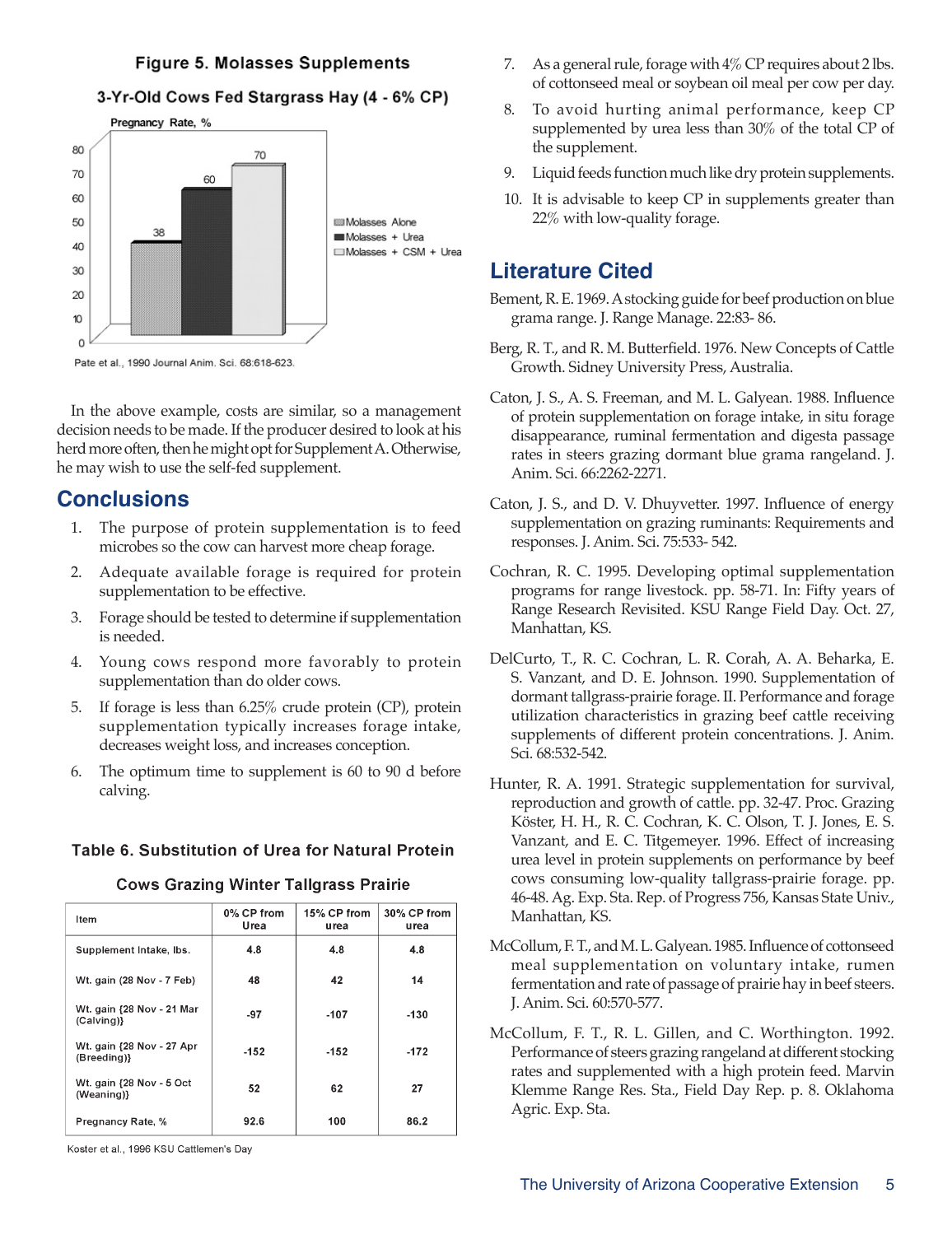**Figure 5. Molasses Supplements**

**3-Yr-Old Cows Fed Stargrass Hay (4 - 6% CP)**

Pregnancy Rate, %

| | Pregnancy Rate, % |
|---|---|
| Molasses Alone | 38 |
| Molasses + Urea | 60 |
| Molasses + CSM + Urea | 70 |

Pate et al., 1990 Journal Anim. Sci. 68:618-623.

In the above example, costs are similar, so a management decision needs to be made. If the producer desired to look at his herd more often, then he might opt for Supplement A. Otherwise, he may wish to use the self-fed supplement.

## Conclusions

1. The purpose of protein supplementation is to feed microbes so the cow can harvest more cheap forage.
2. Adequate available forage is required for protein supplementation to be effective.
3. Forage should be tested to determine if supplementation is needed.
4. Young cows respond more favorably to protein supplementation than do older cows.
5. If forage is less than 6.25% crude protein (CP), protein supplementation typically increases forage intake, decreases weight loss, and increases conception.
6. The optimum time to supplement is 60 to 90 d before calving.
7. As a general rule, forage with 4% CP requires about 2 lbs. of cottonseed meal or soybean oil meal per cow per day.
8. To avoid hurting animal performance, keep CP supplemented by urea less than 30% of the total CP of the supplement.
9. Liquid feeds function much like dry protein supplements.
10. It is advisable to keep CP in supplements greater than 22% with low-quality forage.

**Table 6. Substitution of Urea for Natural Protein**

**Cows Grazing Winter Tallgrass Prairie**

| Item | 0% CP from Urea | 15% CP from urea | 30% CP from urea |
|---|---|---|---|
| Supplement Intake, lbs. | 4.8 | 4.8 | 4.8 |
| Wt. gain (28 Nov - 7 Feb) | 48 | 42 | 14 |
| Wt. gain {28 Nov - 21 Mar (Calving)} | -97 | -107 | -130 |
| Wt. gain {28 Nov - 27 Apr (Breeding)} | -152 | -152 | -172 |
| Wt. gain {28 Nov - 5 Oct (Weaning)} | 52 | 62 | 27 |
| Pregnancy Rate, % | 92.6 | 100 | 86.2 |

Koster et al., 1996 KSU Cattlemen's Day

## Literature Cited

Bement, R. E. 1969. A stocking guide for beef production on blue grama range. J. Range Manage. 22:83- 86.

Berg, R. T., and R. M. Butterfield. 1976. New Concepts of Cattle Growth. Sidney University Press, Australia.

Caton, J. S., A. S. Freeman, and M. L. Galyean. 1988. Influence of protein supplementation on forage intake, in situ forage disappearance, ruminal fermentation and digesta passage rates in steers grazing dormant blue grama rangeland. J. Anim. Sci. 66:2262-2271.

Caton, J. S., and D. V. Dhuyvetter. 1997. Influence of energy supplementation on grazing ruminants: Requirements and responses. J. Anim. Sci. 75:533- 542.

Cochran, R. C. 1995. Developing optimal supplementation programs for range livestock. pp. 58-71. In: Fifty years of Range Research Revisited. KSU Range Field Day. Oct. 27, Manhattan, KS.

DelCurto, T., R. C. Cochran, L. R. Corah, A. A. Beharka, E. S. Vanzant, and D. E. Johnson. 1990. Supplementation of dormant tallgrass-prairie forage. II. Performance and forage utilization characteristics in grazing beef cattle receiving supplements of different protein concentrations. J. Anim. Sci. 68:532-542.

Hunter, R. A. 1991. Strategic supplementation for survival, reproduction and growth of cattle. pp. 32-47. Proc. Grazing

Köster, H. H., R. C. Cochran, K. C. Olson, T. J. Jones, E. S. Vanzant, and E. C. Titgemeyer. 1996. Effect of increasing urea level in protein supplements on performance by beef cows consuming low-quality tallgrass-prairie forage. pp. 46-48. Ag. Exp. Sta. Rep. of Progress 756, Kansas State Univ., Manhattan, KS.

McCollum, F. T., and M. L. Galyean. 1985. Influence of cottonseed meal supplementation on voluntary intake, rumen fermentation and rate of passage of prairie hay in beef steers. J. Anim. Sci. 60:570-577.

McCollum, F. T., R. L. Gillen, and C. Worthington. 1992. Performance of steers grazing rangeland at different stocking rates and supplemented with a high protein feed. Marvin Klemme Range Res. Sta., Field Day Rep. p. 8. Oklahoma Agric. Exp. Sta.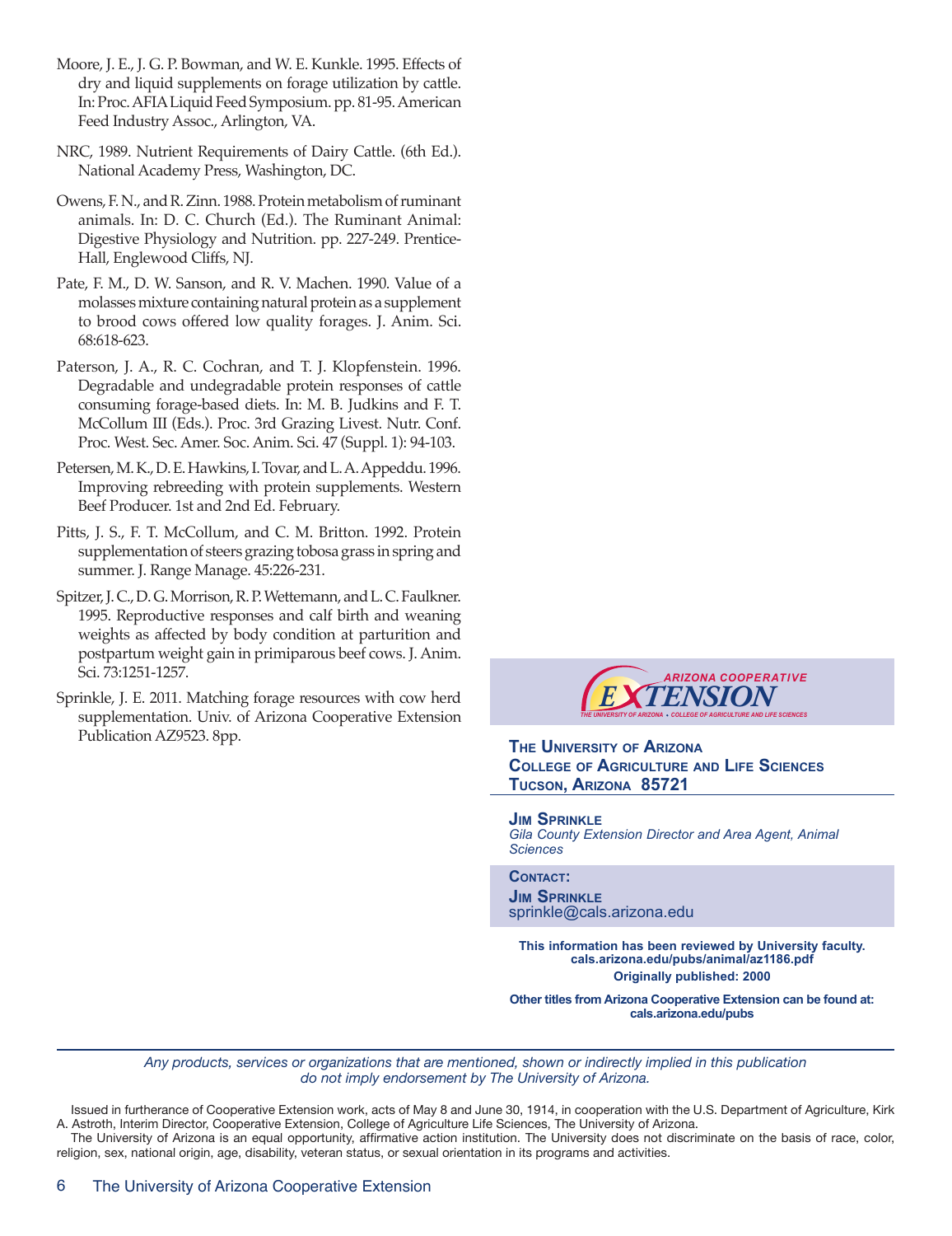Moore, J. E., J. G. P. Bowman, and W. E. Kunkle. 1995. Effects of dry and liquid supplements on forage utilization by cattle. In: Proc. AFIA Liquid Feed Symposium. pp. 81-95. American Feed Industry Assoc., Arlington, VA.

NRC, 1989. Nutrient Requirements of Dairy Cattle. (6th Ed.). National Academy Press, Washington, DC.

Owens, F. N., and R. Zinn. 1988. Protein metabolism of ruminant animals. In: D. C. Church (Ed.). The Ruminant Animal: Digestive Physiology and Nutrition. pp. 227-249. Prentice-Hall, Englewood Cliffs, NJ.

Pate, F. M., D. W. Sanson, and R. V. Machen. 1990. Value of a molasses mixture containing natural protein as a supplement to brood cows offered low quality forages. J. Anim. Sci. 68:618-623.

Paterson, J. A., R. C. Cochran, and T. J. Klopfenstein. 1996. Degradable and undegradable protein responses of cattle consuming forage-based diets. In: M. B. Judkins and F. T. McCollum III (Eds.). Proc. 3rd Grazing Livest. Nutr. Conf. Proc. West. Sec. Amer. Soc. Anim. Sci. 47 (Suppl. 1): 94-103.

Petersen, M. K., D. E. Hawkins, I. Tovar, and L. A. Appeddu. 1996. Improving rebreeding with protein supplements. Western Beef Producer. 1st and 2nd Ed. February.

Pitts, J. S., F. T. McCollum, and C. M. Britton. 1992. Protein supplementation of steers grazing tobosa grass in spring and summer. J. Range Manage. 45:226-231.

Spitzer, J. C., D. G. Morrison, R. P. Wettemann, and L. C. Faulkner. 1995. Reproductive responses and calf birth and weaning weights as affected by body condition at parturition and postpartum weight gain in primiparous beef cows. J. Anim. Sci. 73:1251-1257.

Sprinkle, J. E. 2011. Matching forage resources with cow herd supplementation. Univ. of Arizona Cooperative Extension Publication AZ9523. 8pp.

ARIZONA COOPERATIVE EXTENSION
THE UNIVERSITY OF ARIZONA • COLLEGE OF AGRICULTURE AND LIFE SCIENCES

**The University of Arizona**
**College of Agriculture and Life Sciences**
**Tucson, Arizona 85721**

**Jim Sprinkle**
*Gila County Extension Director and Area Agent, Animal Sciences*

**Contact:**
**Jim Sprinkle**
sprinkle@cals.arizona.edu

**This information has been reviewed by University faculty.**
**cals.arizona.edu/pubs/animal/az1186.pdf**
**Originally published: 2000**

**Other titles from Arizona Cooperative Extension can be found at:**
**cals.arizona.edu/pubs**

*Any products, services or organizations that are mentioned, shown or indirectly implied in this publication do not imply endorsement by The University of Arizona.*

Issued in furtherance of Cooperative Extension work, acts of May 8 and June 30, 1914, in cooperation with the U.S. Department of Agriculture, Kirk A. Astroth, Interim Director, Cooperative Extension, College of Agriculture Life Sciences, The University of Arizona.
The University of Arizona is an equal opportunity, affirmative action institution. The University does not discriminate on the basis of race, color, religion, sex, national origin, age, disability, veteran status, or sexual orientation in its programs and activities.